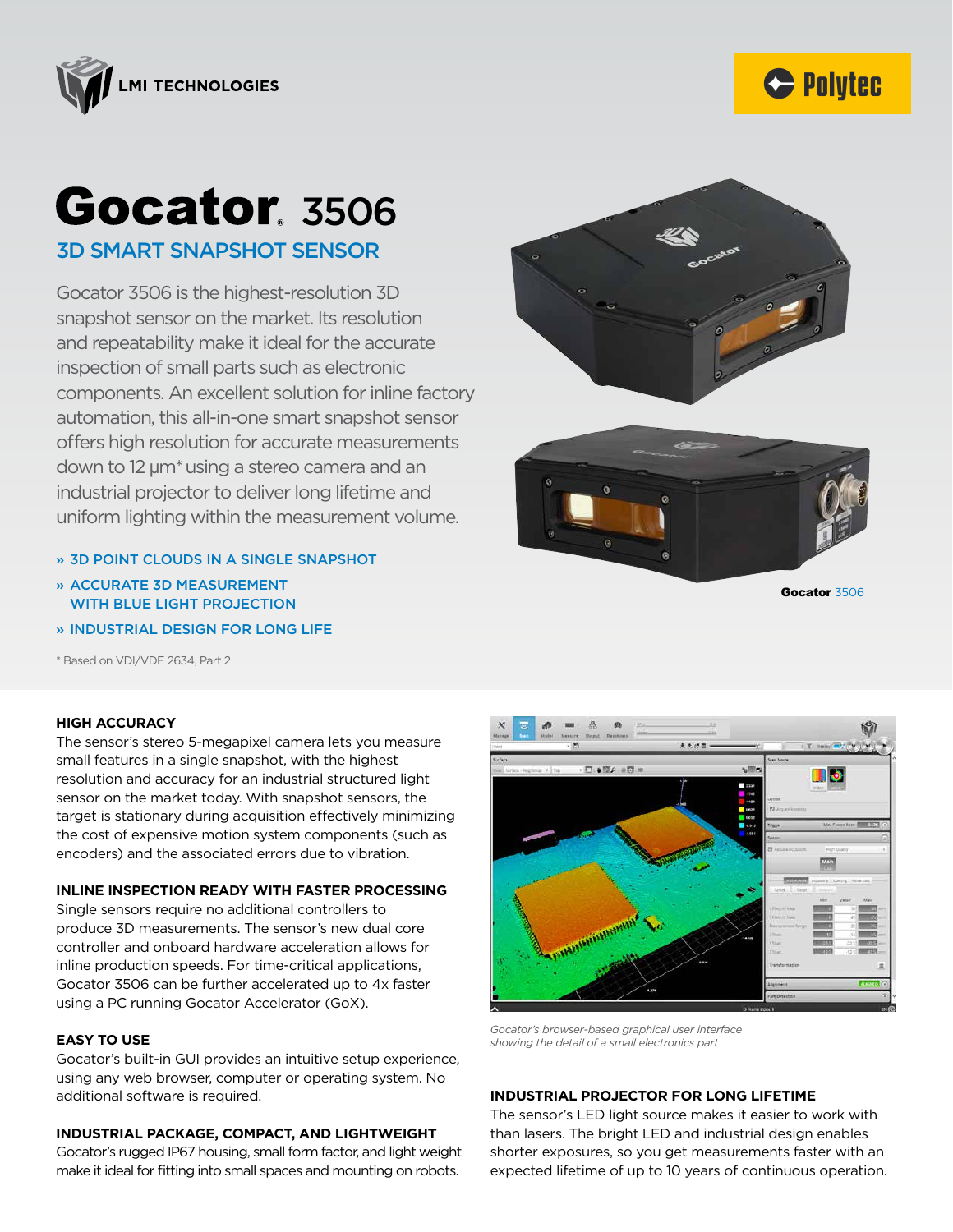LMI TECHNOLOGIES

Polytec

# Gocator 3506

## 3D SMART SNAPSHOT SENSOR

Gocator 3506 is the highest-resolution 3D snapshot sensor on the market. Its resolution and repeatability make it ideal for the accurate inspection of small parts such as electronic components. An excellent solution for inline factory automation, this all-in-one smart snapshot sensor offers high resolution for accurate measurements down to 12 µm* using a stereo camera and an industrial projector to deliver long lifetime and uniform lighting within the measurement volume.

- » 3D POINT CLOUDS IN A SINGLE SNAPSHOT
- » ACCURATE 3D MEASUREMENT WITH BLUE LIGHT PROJECTION
- » INDUSTRIAL DESIGN FOR LONG LIFE

\* Based on VDI/VDE 2634, Part 2

**Gocator** 3506

### HIGH ACCURACY

The sensor's stereo 5-megapixel camera lets you measure small features in a single snapshot, with the highest resolution and accuracy for an industrial structured light sensor on the market today. With snapshot sensors, the target is stationary during acquisition effectively minimizing the cost of expensive motion system components (such as encoders) and the associated errors due to vibration.

### INLINE INSPECTION READY WITH FASTER PROCESSING

Single sensors require no additional controllers to produce 3D measurements. The sensor's new dual core controller and onboard hardware acceleration allows for inline production speeds. For time-critical applications, Gocator 3506 can be further accelerated up to 4x faster using a PC running Gocator Accelerator (GoX).

### EASY TO USE

Gocator's built-in GUI provides an intuitive setup experience, using any web browser, computer or operating system. No additional software is required.

### INDUSTRIAL PACKAGE, COMPACT, AND LIGHTWEIGHT

Gocator's rugged IP67 housing, small form factor, and light weight make it ideal for fitting into small spaces and mounting on robots.

*Gocator's browser-based graphical user interface showing the detail of a small electronics part*

### INDUSTRIAL PROJECTOR FOR LONG LIFETIME

The sensor's LED light source makes it easier to work with than lasers. The bright LED and industrial design enables shorter exposures, so you get measurements faster with an expected lifetime of up to 10 years of continuous operation.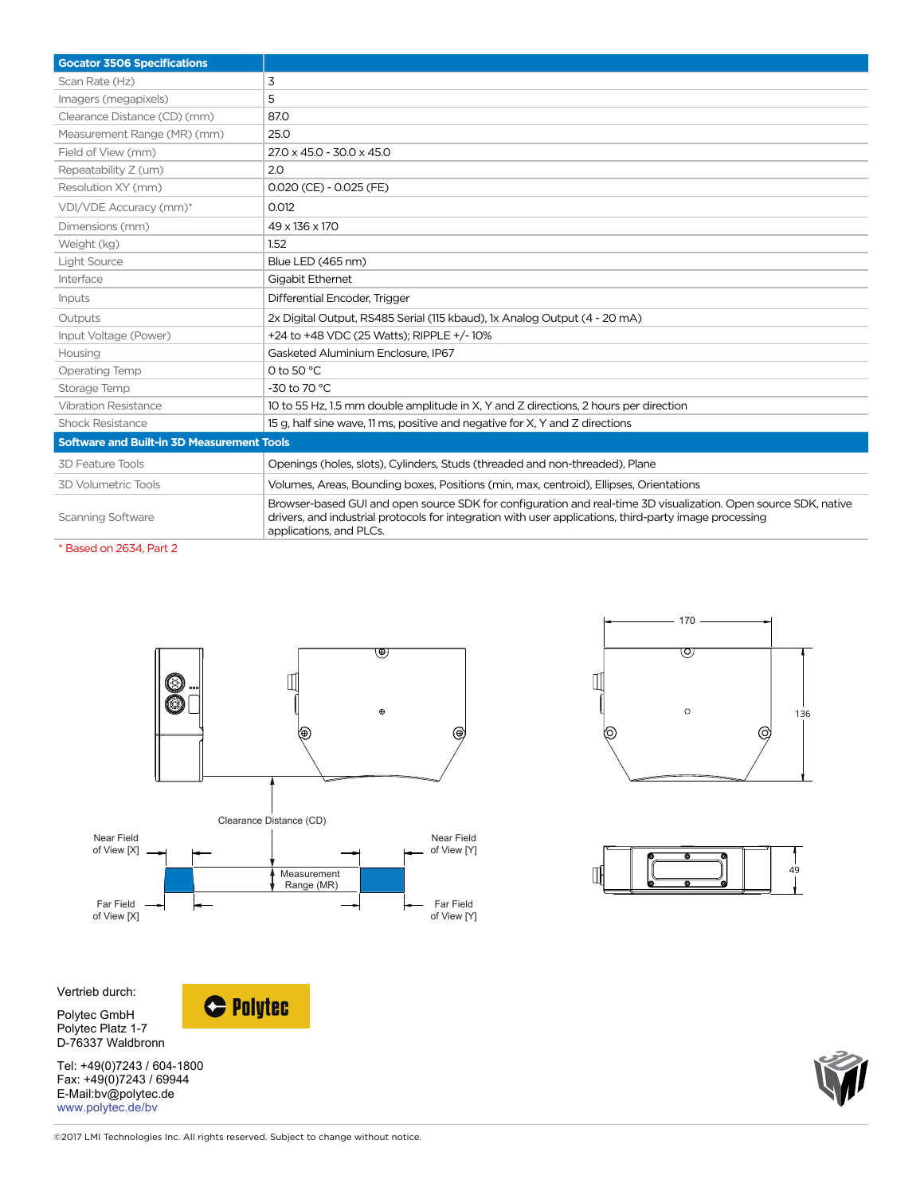| Gocator 3506 Specifications | |
|---|---|
| Scan Rate (Hz) | 3 |
| Imagers (megapixels) | 5 |
| Clearance Distance (CD) (mm) | 87.0 |
| Measurement Range (MR) (mm) | 25.0 |
| Field of View (mm) | 27.0 x 45.0 - 30.0 x 45.0 |
| Repeatability Z (um) | 2.0 |
| Resolution XY (mm) | 0.020 (CE) - 0.025 (FE) |
| VDI/VDE Accuracy (mm)* | 0.012 |
| Dimensions (mm) | 49 x 136 x 170 |
| Weight (kg) | 1.52 |
| Light Source | Blue LED (465 nm) |
| Interface | Gigabit Ethernet |
| Inputs | Differential Encoder, Trigger |
| Outputs | 2x Digital Output, RS485 Serial (115 kbaud), 1x Analog Output (4 - 20 mA) |
| Input Voltage (Power) | +24 to +48 VDC (25 Watts); RIPPLE +/- 10% |
| Housing | Gasketed Aluminium Enclosure, IP67 |
| Operating Temp | 0 to 50 °C |
| Storage Temp | -30 to 70 °C |
| Vibration Resistance | 10 to 55 Hz, 1.5 mm double amplitude in X, Y and Z directions, 2 hours per direction |
| Shock Resistance | 15 g, half sine wave, 11 ms, positive and negative for X, Y and Z directions |
| **Software and Built-in 3D Measurement Tools** | |
| 3D Feature Tools | Openings (holes, slots), Cylinders, Studs (threaded and non-threaded), Plane |
| 3D Volumetric Tools | Volumes, Areas, Bounding boxes, Positions (min, max, centroid), Ellipses, Orientations |
| Scanning Software | Browser-based GUI and open source SDK for configuration and real-time 3D visualization. Open source SDK, native drivers, and industrial protocols for integration with user applications, third-party image processing applications, and PLCs. |

\* Based on 2634, Part 2

Clearance Distance (CD)

Near Field of View [X]

Near Field of View [Y]

Measurement Range (MR)

Far Field of View [X]

Far Field of View [Y]

170

136

49

Vertrieb durch:

Polytec GmbH
Polytec Platz 1-7
D-76337 Waldbronn

Tel: +49(0)7243 / 604-1800
Fax: +49(0)7243 / 69944
E-Mail:bv@polytec.de
www.polytec.de/bv

©2017 LMI Technologies Inc. All rights reserved. Subject to change without notice.